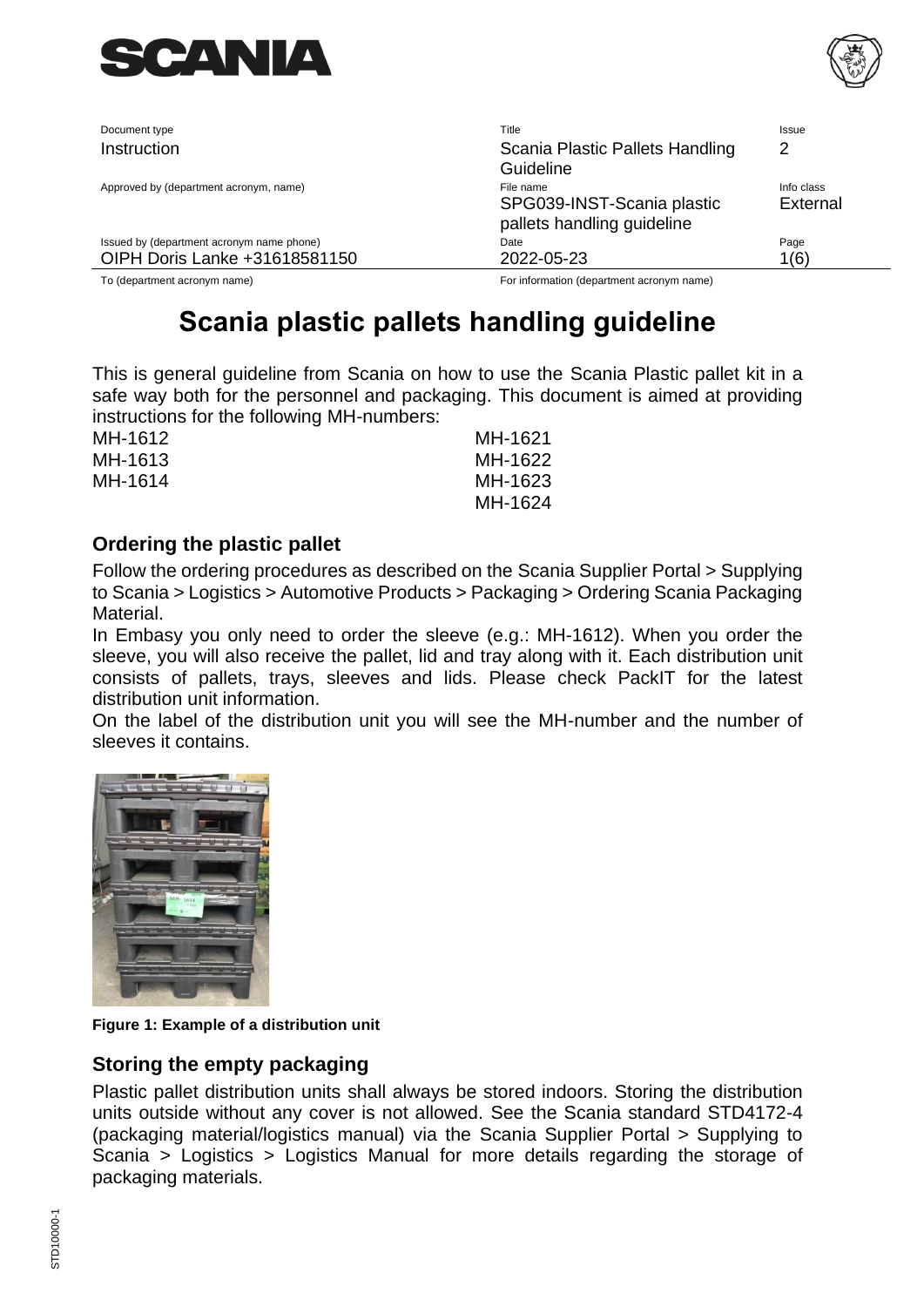| Document type | Title | Issue |
| --- | --- | --- |
| Instruction | Scania Plastic Pallets Handling Guideline | 2 |
| Approved by (department acronym, name) | File name | Info class |
| | SPG039-INST-Scania plastic pallets handling guideline | External |
| Issued by (department acronym name phone) | Date | Page |
| OIPH Doris Lanke +31618581150 | 2022-05-23 | 1(6) |
| To (department acronym name) | For information (department acronym name) | |

# Scania plastic pallets handling guideline

This is general guideline from Scania on how to use the Scania Plastic pallet kit in a safe way both for the personnel and packaging. This document is aimed at providing instructions for the following MH-numbers:

| | |
| --- | --- |
| MH-1612 | MH-1621 |
| MH-1613 | MH-1622 |
| MH-1614 | MH-1623 |
| | MH-1624 |

## Ordering the plastic pallet

Follow the ordering procedures as described on the Scania Supplier Portal > Supplying to Scania > Logistics > Automotive Products > Packaging > Ordering Scania Packaging Material.

In Embasy you only need to order the sleeve (e.g.: MH-1612). When you order the sleeve, you will also receive the pallet, lid and tray along with it. Each distribution unit consists of pallets, trays, sleeves and lids. Please check PackIT for the latest distribution unit information.

On the label of the distribution unit you will see the MH-number and the number of sleeves it contains.

**Figure 1: Example of a distribution unit**

## Storing the empty packaging

Plastic pallet distribution units shall always be stored indoors. Storing the distribution units outside without any cover is not allowed. See the Scania standard STD4172-4 (packaging material/logistics manual) via the Scania Supplier Portal > Supplying to Scania > Logistics > Logistics Manual for more details regarding the storage of packaging materials.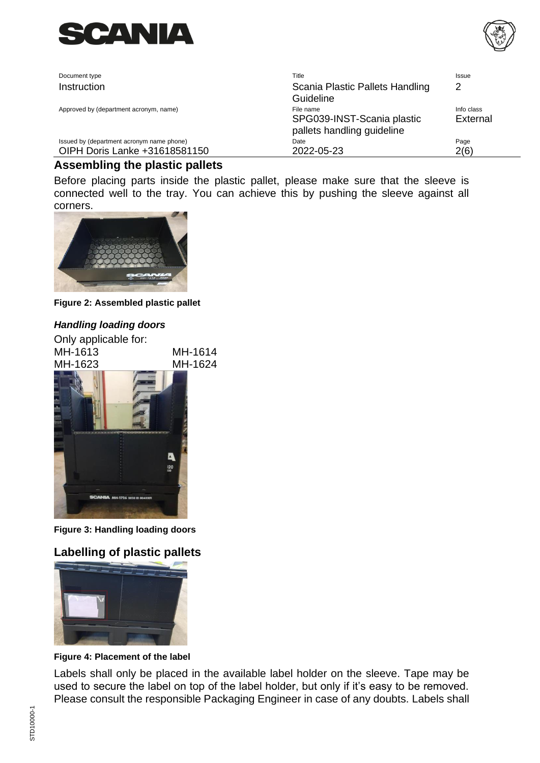## Assembling the plastic pallets

Before placing parts inside the plastic pallet, please make sure that the sleeve is connected well to the tray. You can achieve this by pushing the sleeve against all corners.

**Figure 2: Assembled plastic pallet**

### *Handling loading doors*

Only applicable for:

| | |
|---|---|
| MH-1613 | MH-1614 |
| MH-1623 | MH-1624 |

**Figure 3: Handling loading doors**

## Labelling of plastic pallets

**Figure 4: Placement of the label**

Labels shall only be placed in the available label holder on the sleeve. Tape may be used to secure the label on top of the label holder, but only if it's easy to be removed. Please consult the responsible Packaging Engineer in case of any doubts. Labels shall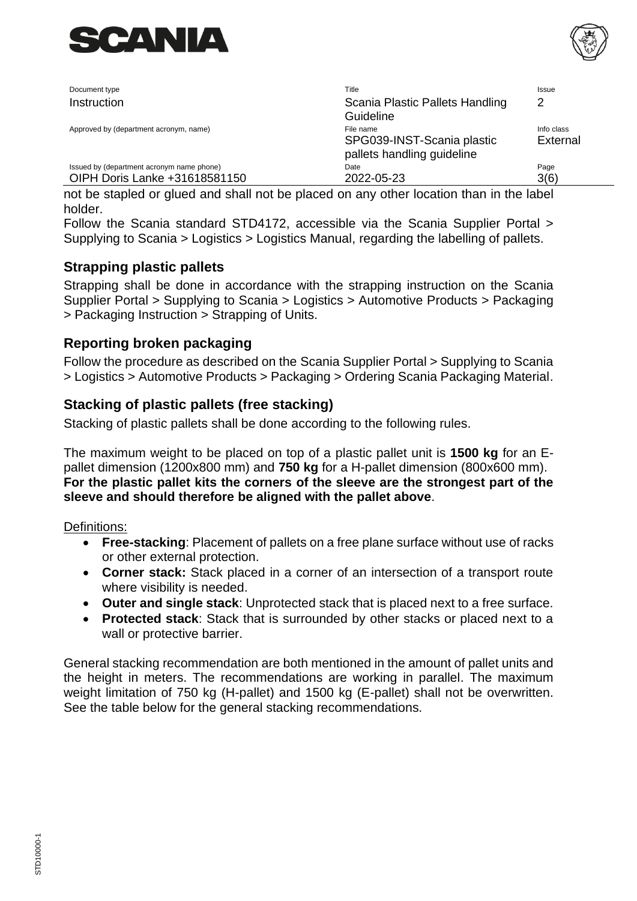not be stapled or glued and shall not be placed on any other location than in the label holder.

Follow the Scania standard STD4172, accessible via the Scania Supplier Portal > Supplying to Scania > Logistics > Logistics Manual, regarding the labelling of pallets.

## Strapping plastic pallets

Strapping shall be done in accordance with the strapping instruction on the Scania Supplier Portal > Supplying to Scania > Logistics > Automotive Products > Packaging > Packaging Instruction > Strapping of Units.

## Reporting broken packaging

Follow the procedure as described on the Scania Supplier Portal > Supplying to Scania > Logistics > Automotive Products > Packaging > Ordering Scania Packaging Material.

## Stacking of plastic pallets (free stacking)

Stacking of plastic pallets shall be done according to the following rules.

The maximum weight to be placed on top of a plastic pallet unit is **1500 kg** for an E-pallet dimension (1200x800 mm) and **750 kg** for a H-pallet dimension (800x600 mm). **For the plastic pallet kits the corners of the sleeve are the strongest part of the sleeve and should therefore be aligned with the pallet above**.

Definitions:

- **Free-stacking**: Placement of pallets on a free plane surface without use of racks or other external protection.
- **Corner stack:** Stack placed in a corner of an intersection of a transport route where visibility is needed.
- **Outer and single stack**: Unprotected stack that is placed next to a free surface.
- **Protected stack**: Stack that is surrounded by other stacks or placed next to a wall or protective barrier.

General stacking recommendation are both mentioned in the amount of pallet units and the height in meters. The recommendations are working in parallel. The maximum weight limitation of 750 kg (H-pallet) and 1500 kg (E-pallet) shall not be overwritten. See the table below for the general stacking recommendations.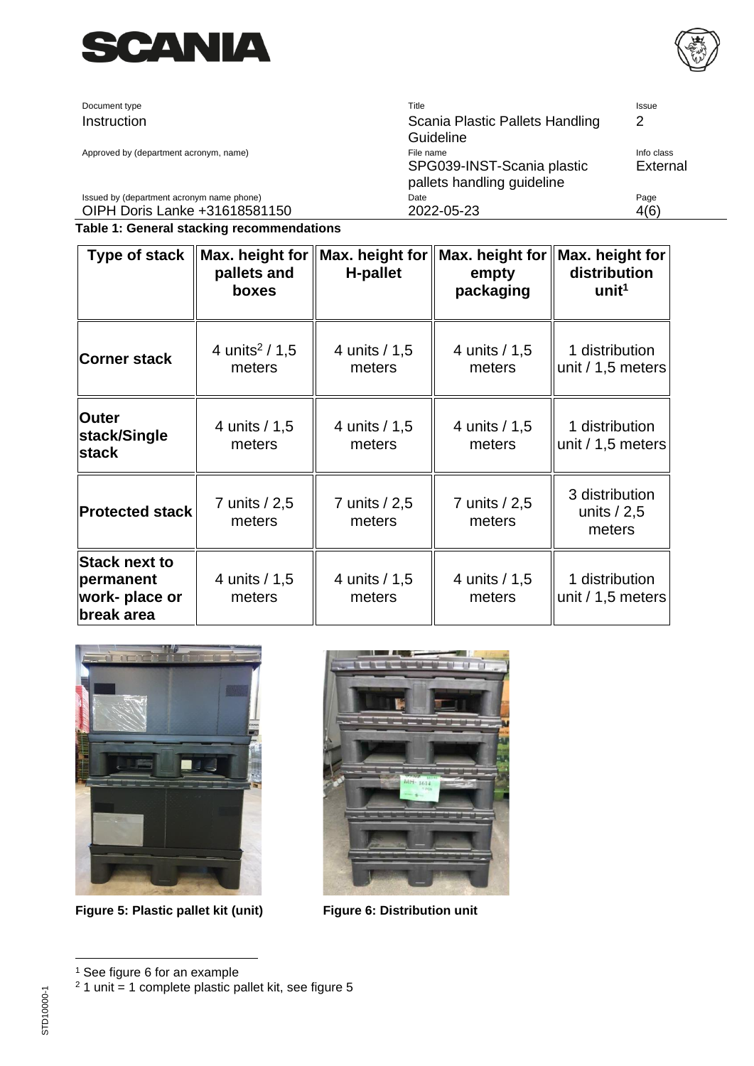**Table 1: General stacking recommendations**

| Type of stack | Max. height for pallets and boxes | Max. height for H-pallet | Max. height for empty packaging | Max. height for distribution unit[1] |
|---|---|---|---|---|
| **Corner stack** | 4 units[2] / 1,5 meters | 4 units / 1,5 meters | 4 units / 1,5 meters | 1 distribution unit / 1,5 meters |
| **Outer stack/Single stack** | 4 units / 1,5 meters | 4 units / 1,5 meters | 4 units / 1,5 meters | 1 distribution unit / 1,5 meters |
| **Protected stack** | 7 units / 2,5 meters | 7 units / 2,5 meters | 7 units / 2,5 meters | 3 distribution units / 2,5 meters |
| **Stack next to permanent work- place or break area** | 4 units / 1,5 meters | 4 units / 1,5 meters | 4 units / 1,5 meters | 1 distribution unit / 1,5 meters |

**Figure 5: Plastic pallet kit (unit)**

**Figure 6: Distribution unit**

[1] See figure 6 for an example

[2] 1 unit = 1 complete plastic pallet kit, see figure 5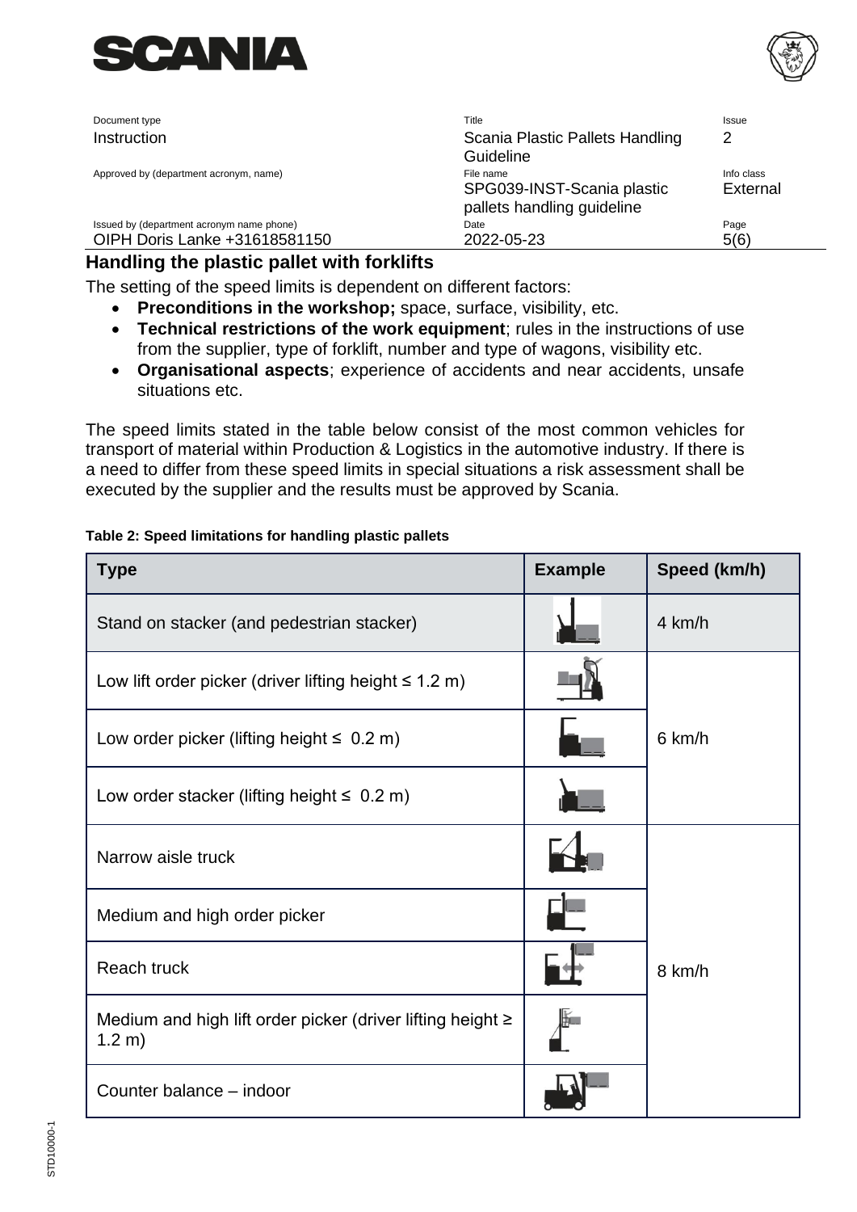## Handling the plastic pallet with forklifts

The setting of the speed limits is dependent on different factors:

- **Preconditions in the workshop;** space, surface, visibility, etc.
- **Technical restrictions of the work equipment**; rules in the instructions of use from the supplier, type of forklift, number and type of wagons, visibility etc.
- **Organisational aspects**; experience of accidents and near accidents, unsafe situations etc.

The speed limits stated in the table below consist of the most common vehicles for transport of material within Production & Logistics in the automotive industry. If there is a need to differ from these speed limits in special situations a risk assessment shall be executed by the supplier and the results must be approved by Scania.

**Table 2: Speed limitations for handling plastic pallets**

| Type | Example | Speed (km/h) |
|---|---|---|
| Stand on stacker (and pedestrian stacker) | | 4 km/h |
| Low lift order picker (driver lifting height ≤ 1.2 m) | | 6 km/h |
| Low order picker (lifting height ≤ 0.2 m) | | |
| Low order stacker (lifting height ≤ 0.2 m) | | |
| Narrow aisle truck | | 8 km/h |
| Medium and high order picker | | |
| Reach truck | | |
| Medium and high lift order picker (driver lifting height ≥ 1.2 m) | | |
| Counter balance – indoor | | |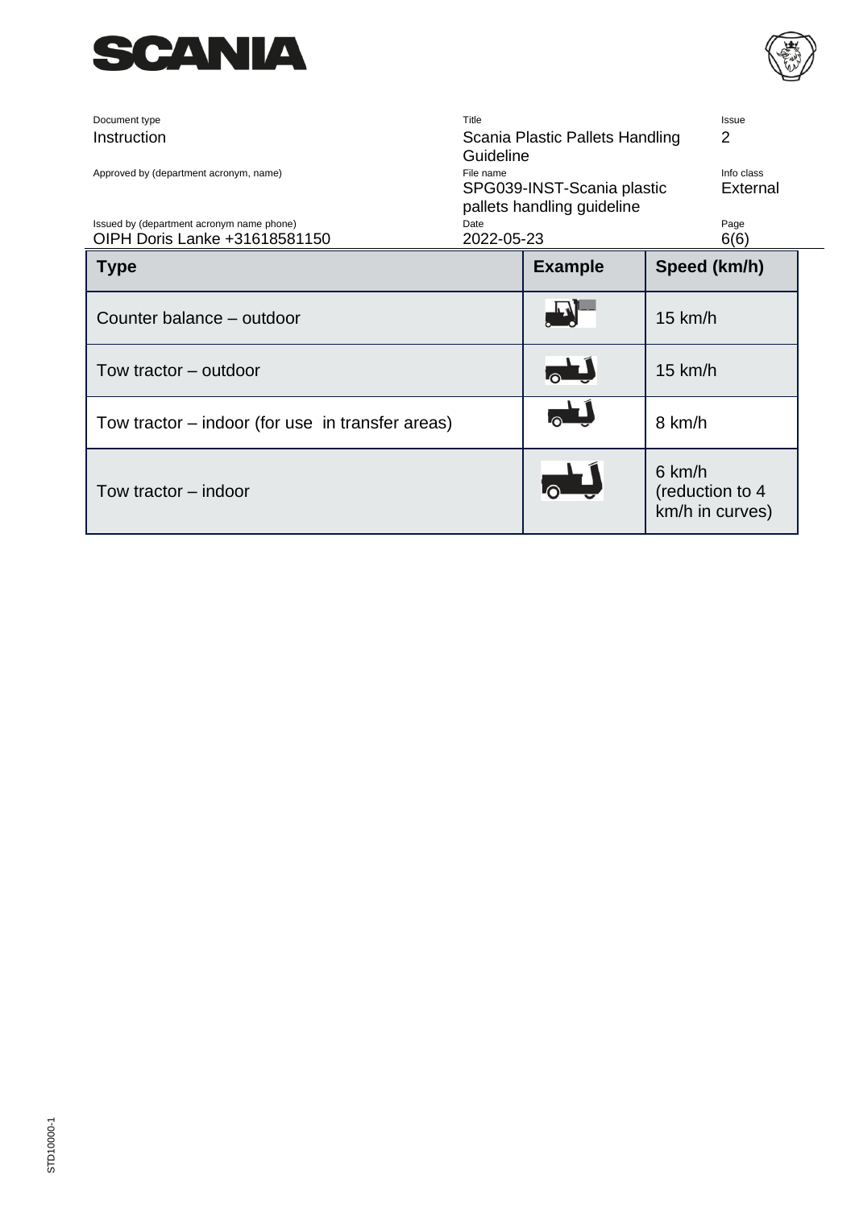| Type | Example | Speed (km/h) |
| --- | --- | --- |
| Counter balance – outdoor | | 15 km/h |
| Tow tractor – outdoor | | 15 km/h |
| Tow tractor – indoor (for use in transfer areas) | | 8 km/h |
| Tow tractor – indoor | | 6 km/h (reduction to 4 km/h in curves) |